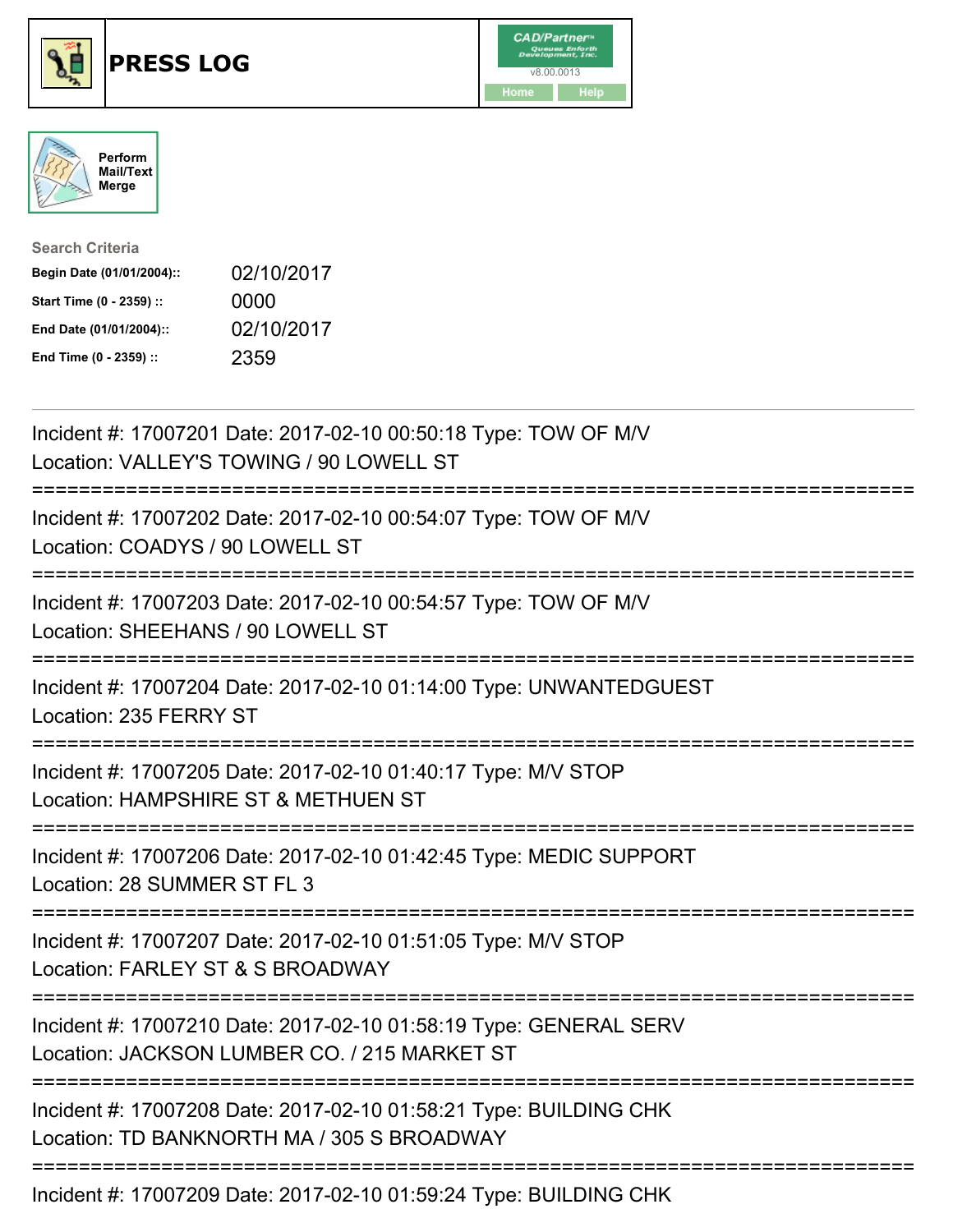# PRESS LOG

Perform Mail/Text Merge

**Search Criteria**

| | |
|---|---|
| **Begin Date (01/01/2004)::** | 02/10/2017 |
| **Start Time (0 - 2359) ::** | 0000 |
| **End Date (01/01/2004)::** | 02/10/2017 |
| **End Time (0 - 2359) ::** | 2359 |

---

Incident #: 17007201 Date: 2017-02-10 00:50:18 Type: TOW OF M/V
Location: VALLEY'S TOWING / 90 LOWELL ST

===========================================================================

Incident #: 17007202 Date: 2017-02-10 00:54:07 Type: TOW OF M/V
Location: COADYS / 90 LOWELL ST

===========================================================================

Incident #: 17007203 Date: 2017-02-10 00:54:57 Type: TOW OF M/V
Location: SHEEHANS / 90 LOWELL ST

===========================================================================

Incident #: 17007204 Date: 2017-02-10 01:14:00 Type: UNWANTEDGUEST
Location: 235 FERRY ST

===========================================================================

Incident #: 17007205 Date: 2017-02-10 01:40:17 Type: M/V STOP
Location: HAMPSHIRE ST & METHUEN ST

===========================================================================

Incident #: 17007206 Date: 2017-02-10 01:42:45 Type: MEDIC SUPPORT
Location: 28 SUMMER ST FL 3

===========================================================================

Incident #: 17007207 Date: 2017-02-10 01:51:05 Type: M/V STOP
Location: FARLEY ST & S BROADWAY

===========================================================================

Incident #: 17007210 Date: 2017-02-10 01:58:19 Type: GENERAL SERV
Location: JACKSON LUMBER CO. / 215 MARKET ST

===========================================================================

Incident #: 17007208 Date: 2017-02-10 01:58:21 Type: BUILDING CHK
Location: TD BANKNORTH MA / 305 S BROADWAY

===========================================================================

Incident #: 17007209 Date: 2017-02-10 01:59:24 Type: BUILDING CHK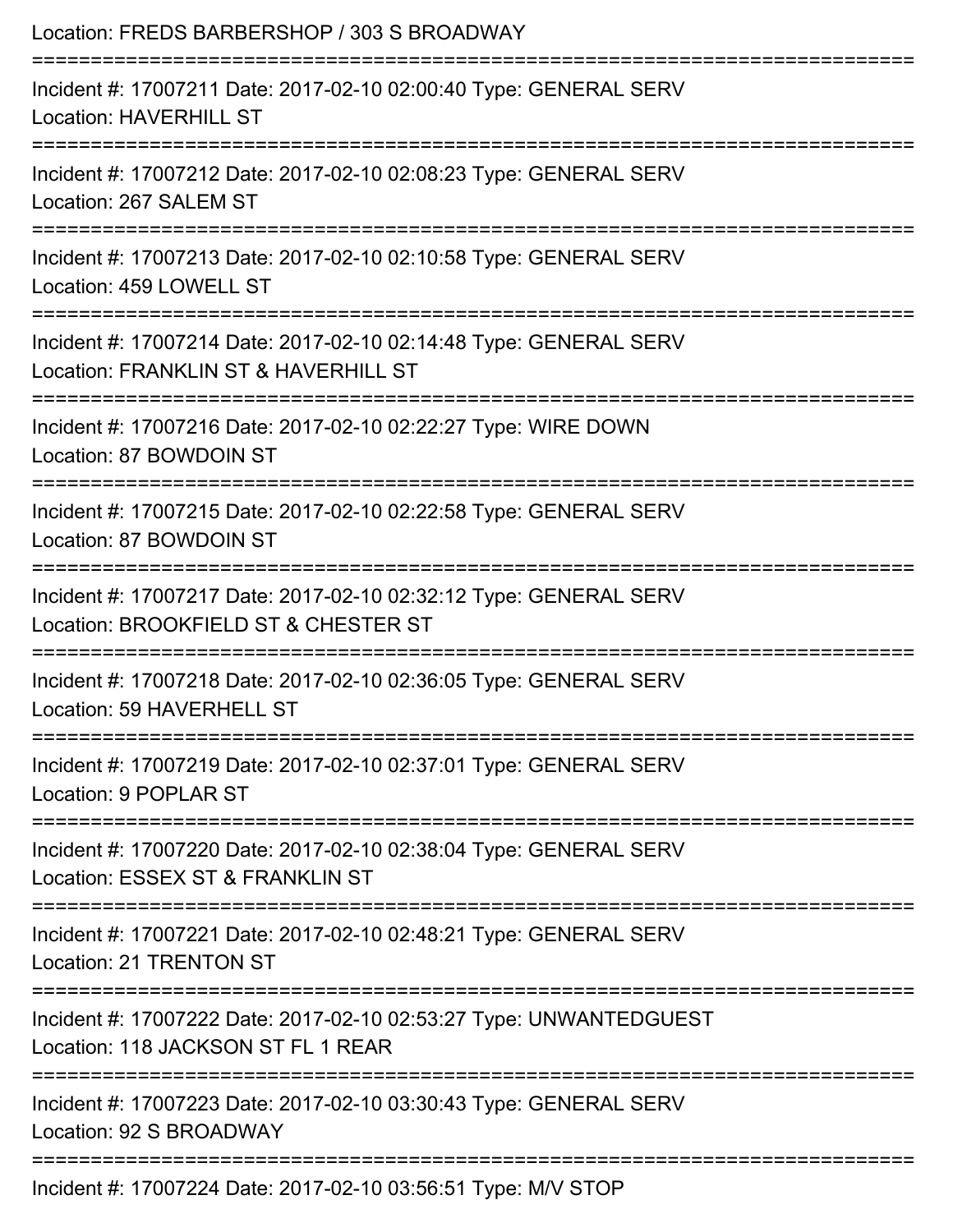Location: FREDS BARBERSHOP / 303 S BROADWAY

===========================================================================

Incident #: 17007211 Date: 2017-02-10 02:00:40 Type: GENERAL SERV
Location: HAVERHILL ST

===========================================================================

Incident #: 17007212 Date: 2017-02-10 02:08:23 Type: GENERAL SERV
Location: 267 SALEM ST

===========================================================================

Incident #: 17007213 Date: 2017-02-10 02:10:58 Type: GENERAL SERV
Location: 459 LOWELL ST

===========================================================================

Incident #: 17007214 Date: 2017-02-10 02:14:48 Type: GENERAL SERV
Location: FRANKLIN ST & HAVERHILL ST

===========================================================================

Incident #: 17007216 Date: 2017-02-10 02:22:27 Type: WIRE DOWN
Location: 87 BOWDOIN ST

===========================================================================

Incident #: 17007215 Date: 2017-02-10 02:22:58 Type: GENERAL SERV
Location: 87 BOWDOIN ST

===========================================================================

Incident #: 17007217 Date: 2017-02-10 02:32:12 Type: GENERAL SERV
Location: BROOKFIELD ST & CHESTER ST

===========================================================================

Incident #: 17007218 Date: 2017-02-10 02:36:05 Type: GENERAL SERV
Location: 59 HAVERHELL ST

===========================================================================

Incident #: 17007219 Date: 2017-02-10 02:37:01 Type: GENERAL SERV
Location: 9 POPLAR ST

===========================================================================

Incident #: 17007220 Date: 2017-02-10 02:38:04 Type: GENERAL SERV
Location: ESSEX ST & FRANKLIN ST

===========================================================================

Incident #: 17007221 Date: 2017-02-10 02:48:21 Type: GENERAL SERV
Location: 21 TRENTON ST

===========================================================================

Incident #: 17007222 Date: 2017-02-10 02:53:27 Type: UNWANTEDGUEST
Location: 118 JACKSON ST FL 1 REAR

===========================================================================

Incident #: 17007223 Date: 2017-02-10 03:30:43 Type: GENERAL SERV
Location: 92 S BROADWAY

===========================================================================

Incident #: 17007224 Date: 2017-02-10 03:56:51 Type: M/V STOP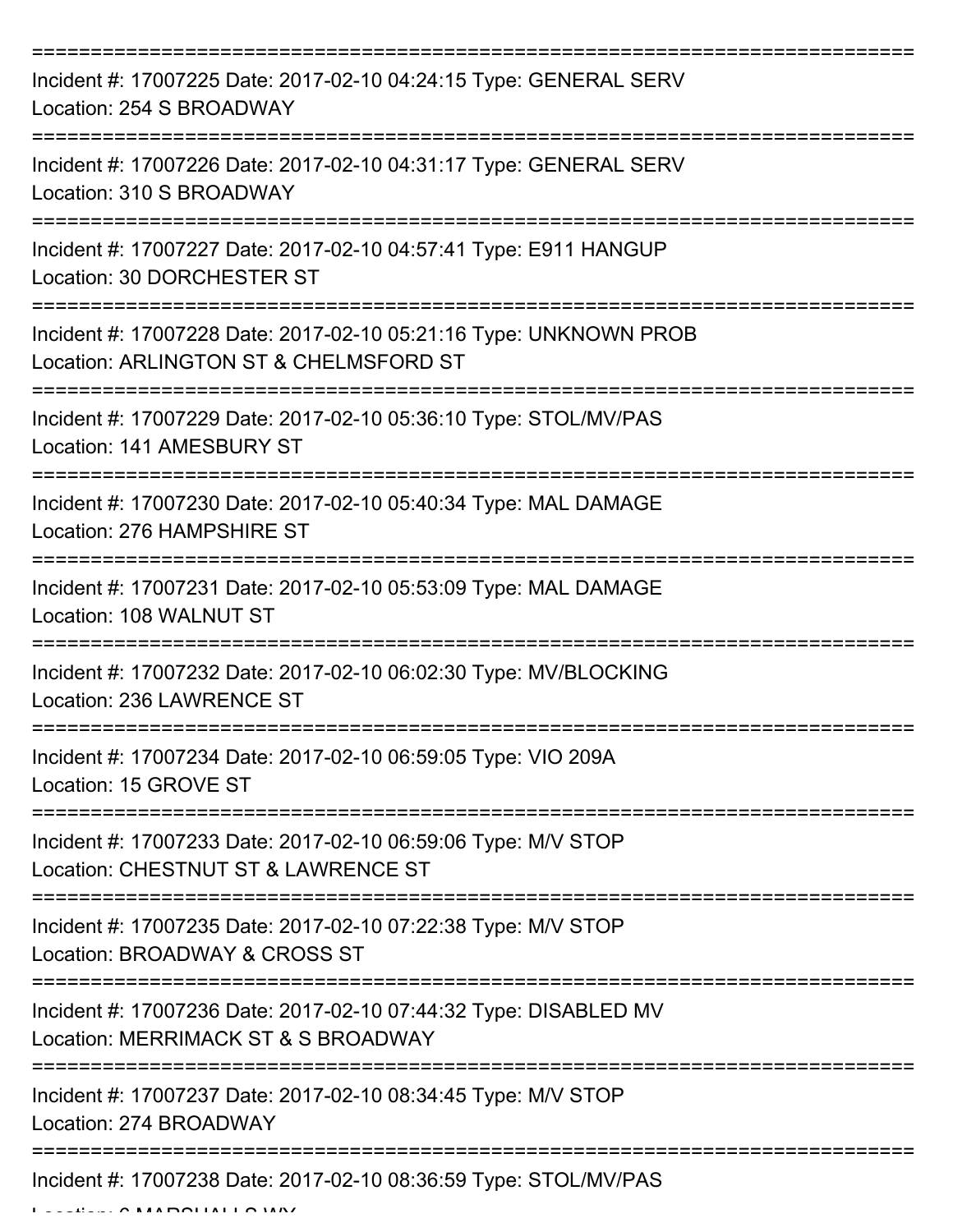Incident #: 17007225 Date: 2017-02-10 04:24:15 Type: GENERAL SERV
Location: 254 S BROADWAY

Incident #: 17007226 Date: 2017-02-10 04:31:17 Type: GENERAL SERV
Location: 310 S BROADWAY

Incident #: 17007227 Date: 2017-02-10 04:57:41 Type: E911 HANGUP
Location: 30 DORCHESTER ST

Incident #: 17007228 Date: 2017-02-10 05:21:16 Type: UNKNOWN PROB
Location: ARLINGTON ST & CHELMSFORD ST

Incident #: 17007229 Date: 2017-02-10 05:36:10 Type: STOL/MV/PAS
Location: 141 AMESBURY ST

Incident #: 17007230 Date: 2017-02-10 05:40:34 Type: MAL DAMAGE
Location: 276 HAMPSHIRE ST

Incident #: 17007231 Date: 2017-02-10 05:53:09 Type: MAL DAMAGE
Location: 108 WALNUT ST

Incident #: 17007232 Date: 2017-02-10 06:02:30 Type: MV/BLOCKING
Location: 236 LAWRENCE ST

Incident #: 17007234 Date: 2017-02-10 06:59:05 Type: VIO 209A
Location: 15 GROVE ST

Incident #: 17007233 Date: 2017-02-10 06:59:06 Type: M/V STOP
Location: CHESTNUT ST & LAWRENCE ST

Incident #: 17007235 Date: 2017-02-10 07:22:38 Type: M/V STOP
Location: BROADWAY & CROSS ST

Incident #: 17007236 Date: 2017-02-10 07:44:32 Type: DISABLED MV
Location: MERRIMACK ST & S BROADWAY

Incident #: 17007237 Date: 2017-02-10 08:34:45 Type: M/V STOP
Location: 274 BROADWAY

Incident #: 17007238 Date: 2017-02-10 08:36:59 Type: STOL/MV/PAS
Location: 6 MARSHALLS WY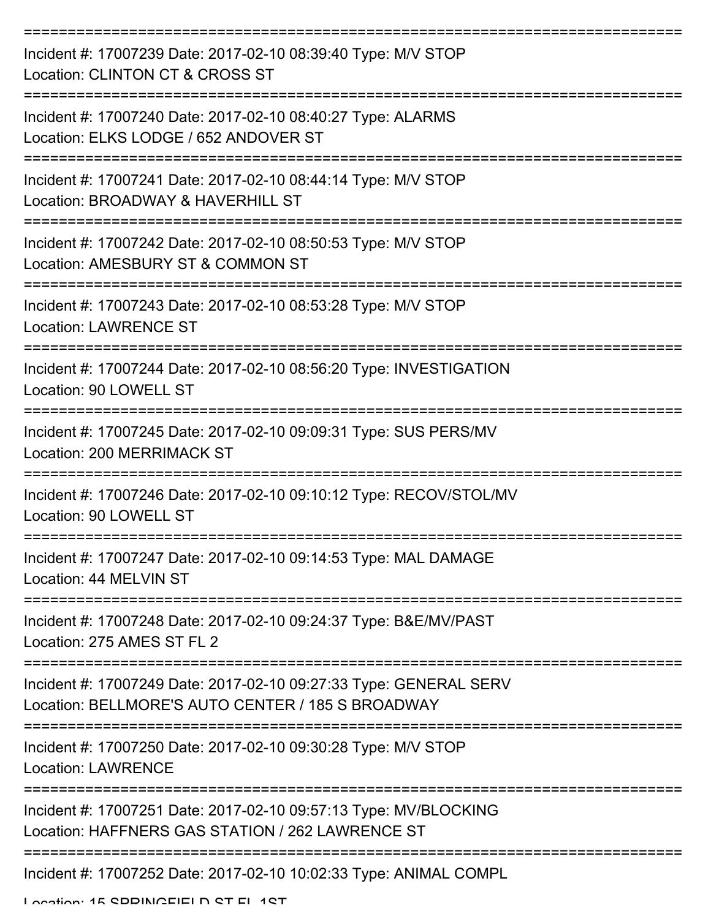===========================================================================

Incident #: 17007239 Date: 2017-02-10 08:39:40 Type: M/V STOP
Location: CLINTON CT & CROSS ST

===========================================================================

Incident #: 17007240 Date: 2017-02-10 08:40:27 Type: ALARMS
Location: ELKS LODGE / 652 ANDOVER ST

===========================================================================

Incident #: 17007241 Date: 2017-02-10 08:44:14 Type: M/V STOP
Location: BROADWAY & HAVERHILL ST

===========================================================================

Incident #: 17007242 Date: 2017-02-10 08:50:53 Type: M/V STOP
Location: AMESBURY ST & COMMON ST

===========================================================================

Incident #: 17007243 Date: 2017-02-10 08:53:28 Type: M/V STOP
Location: LAWRENCE ST

===========================================================================

Incident #: 17007244 Date: 2017-02-10 08:56:20 Type: INVESTIGATION
Location: 90 LOWELL ST

===========================================================================

Incident #: 17007245 Date: 2017-02-10 09:09:31 Type: SUS PERS/MV
Location: 200 MERRIMACK ST

===========================================================================

Incident #: 17007246 Date: 2017-02-10 09:10:12 Type: RECOV/STOL/MV
Location: 90 LOWELL ST

===========================================================================

Incident #: 17007247 Date: 2017-02-10 09:14:53 Type: MAL DAMAGE
Location: 44 MELVIN ST

===========================================================================

Incident #: 17007248 Date: 2017-02-10 09:24:37 Type: B&E/MV/PAST
Location: 275 AMES ST FL 2

===========================================================================

Incident #: 17007249 Date: 2017-02-10 09:27:33 Type: GENERAL SERV
Location: BELLMORE'S AUTO CENTER / 185 S BROADWAY

===========================================================================

Incident #: 17007250 Date: 2017-02-10 09:30:28 Type: M/V STOP
Location: LAWRENCE

===========================================================================

Incident #: 17007251 Date: 2017-02-10 09:57:13 Type: MV/BLOCKING
Location: HAFFNERS GAS STATION / 262 LAWRENCE ST

===========================================================================

Incident #: 17007252 Date: 2017-02-10 10:02:33 Type: ANIMAL COMPL
Location: 15 SPRINGFIELD ST FL 1ST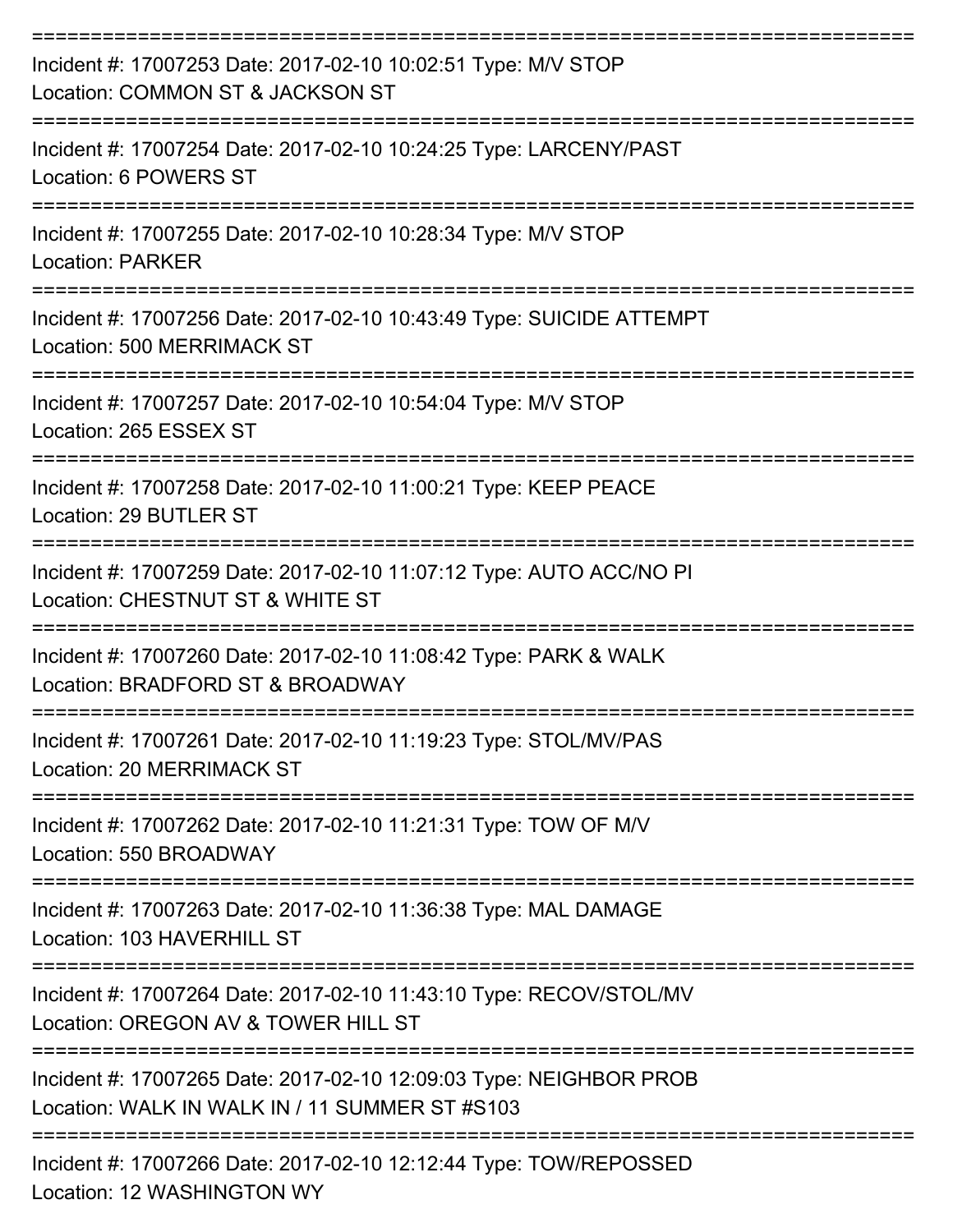===========================================================================

Incident #: 17007253 Date: 2017-02-10 10:02:51 Type: M/V STOP

Location: COMMON ST & JACKSON ST

===========================================================================

Incident #: 17007254 Date: 2017-02-10 10:24:25 Type: LARCENY/PAST

Location: 6 POWERS ST

===========================================================================

Incident #: 17007255 Date: 2017-02-10 10:28:34 Type: M/V STOP

Location: PARKER

===========================================================================

Incident #: 17007256 Date: 2017-02-10 10:43:49 Type: SUICIDE ATTEMPT

Location: 500 MERRIMACK ST

===========================================================================

Incident #: 17007257 Date: 2017-02-10 10:54:04 Type: M/V STOP

Location: 265 ESSEX ST

===========================================================================

Incident #: 17007258 Date: 2017-02-10 11:00:21 Type: KEEP PEACE

Location: 29 BUTLER ST

===========================================================================

Incident #: 17007259 Date: 2017-02-10 11:07:12 Type: AUTO ACC/NO PI

Location: CHESTNUT ST & WHITE ST

===========================================================================

Incident #: 17007260 Date: 2017-02-10 11:08:42 Type: PARK & WALK

Location: BRADFORD ST & BROADWAY

===========================================================================

Incident #: 17007261 Date: 2017-02-10 11:19:23 Type: STOL/MV/PAS

Location: 20 MERRIMACK ST

===========================================================================

Incident #: 17007262 Date: 2017-02-10 11:21:31 Type: TOW OF M/V

Location: 550 BROADWAY

===========================================================================

Incident #: 17007263 Date: 2017-02-10 11:36:38 Type: MAL DAMAGE

Location: 103 HAVERHILL ST

===========================================================================

Incident #: 17007264 Date: 2017-02-10 11:43:10 Type: RECOV/STOL/MV

Location: OREGON AV & TOWER HILL ST

===========================================================================

Incident #: 17007265 Date: 2017-02-10 12:09:03 Type: NEIGHBOR PROB

Location: WALK IN WALK IN / 11 SUMMER ST #S103

===========================================================================

Incident #: 17007266 Date: 2017-02-10 12:12:44 Type: TOW/REPOSSED

Location: 12 WASHINGTON WY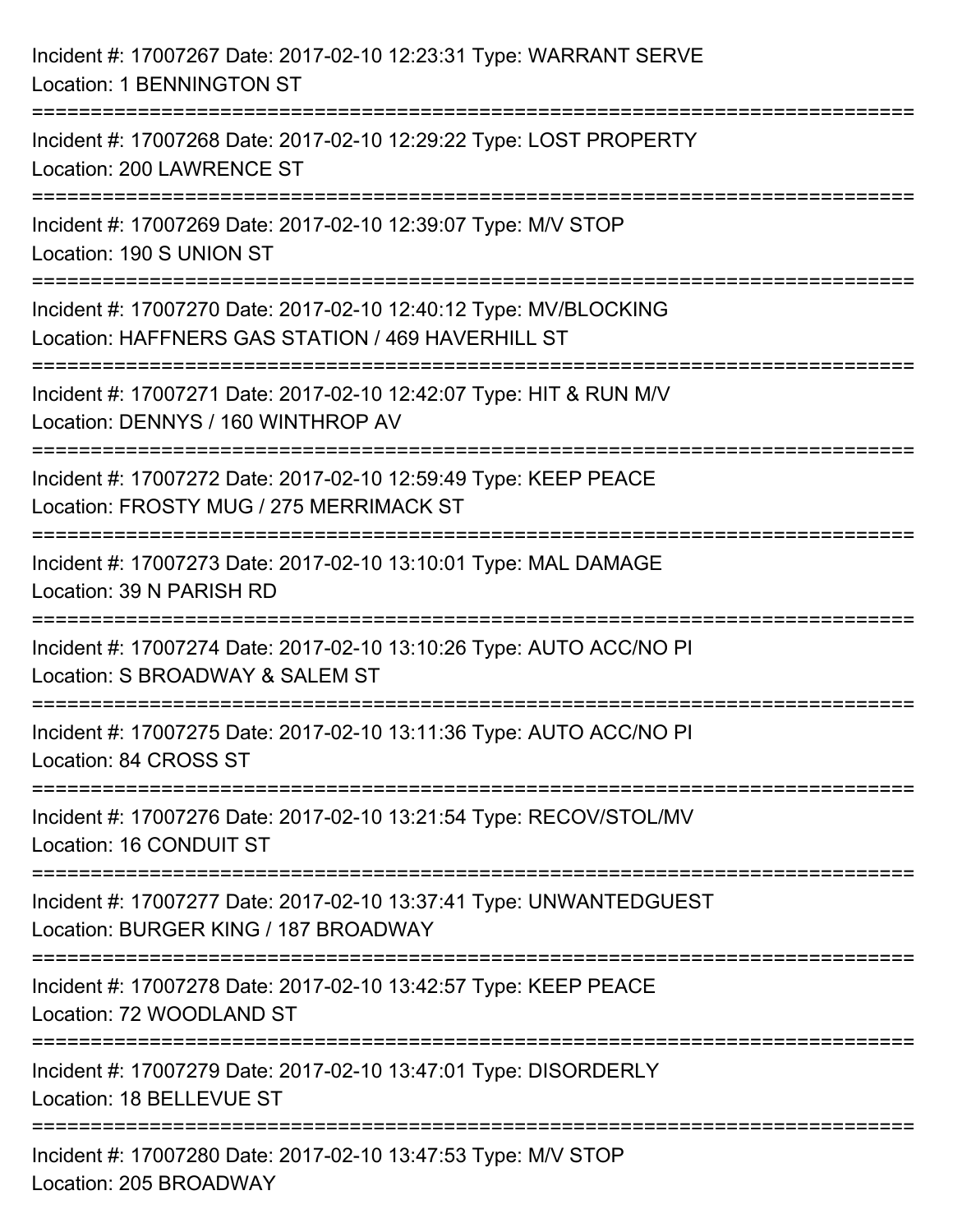Incident #: 17007267 Date: 2017-02-10 12:23:31 Type: WARRANT SERVE
Location: 1 BENNINGTON ST

===========================================================================

Incident #: 17007268 Date: 2017-02-10 12:29:22 Type: LOST PROPERTY
Location: 200 LAWRENCE ST

===========================================================================

Incident #: 17007269 Date: 2017-02-10 12:39:07 Type: M/V STOP
Location: 190 S UNION ST

===========================================================================

Incident #: 17007270 Date: 2017-02-10 12:40:12 Type: MV/BLOCKING
Location: HAFFNERS GAS STATION / 469 HAVERHILL ST

===========================================================================

Incident #: 17007271 Date: 2017-02-10 12:42:07 Type: HIT & RUN M/V
Location: DENNYS / 160 WINTHROP AV

===========================================================================

Incident #: 17007272 Date: 2017-02-10 12:59:49 Type: KEEP PEACE
Location: FROSTY MUG / 275 MERRIMACK ST

===========================================================================

Incident #: 17007273 Date: 2017-02-10 13:10:01 Type: MAL DAMAGE
Location: 39 N PARISH RD

===========================================================================

Incident #: 17007274 Date: 2017-02-10 13:10:26 Type: AUTO ACC/NO PI
Location: S BROADWAY & SALEM ST

===========================================================================

Incident #: 17007275 Date: 2017-02-10 13:11:36 Type: AUTO ACC/NO PI
Location: 84 CROSS ST

===========================================================================

Incident #: 17007276 Date: 2017-02-10 13:21:54 Type: RECOV/STOL/MV
Location: 16 CONDUIT ST

===========================================================================

Incident #: 17007277 Date: 2017-02-10 13:37:41 Type: UNWANTEDGUEST
Location: BURGER KING / 187 BROADWAY

===========================================================================

Incident #: 17007278 Date: 2017-02-10 13:42:57 Type: KEEP PEACE
Location: 72 WOODLAND ST

===========================================================================

Incident #: 17007279 Date: 2017-02-10 13:47:01 Type: DISORDERLY
Location: 18 BELLEVUE ST

===========================================================================

Incident #: 17007280 Date: 2017-02-10 13:47:53 Type: M/V STOP
Location: 205 BROADWAY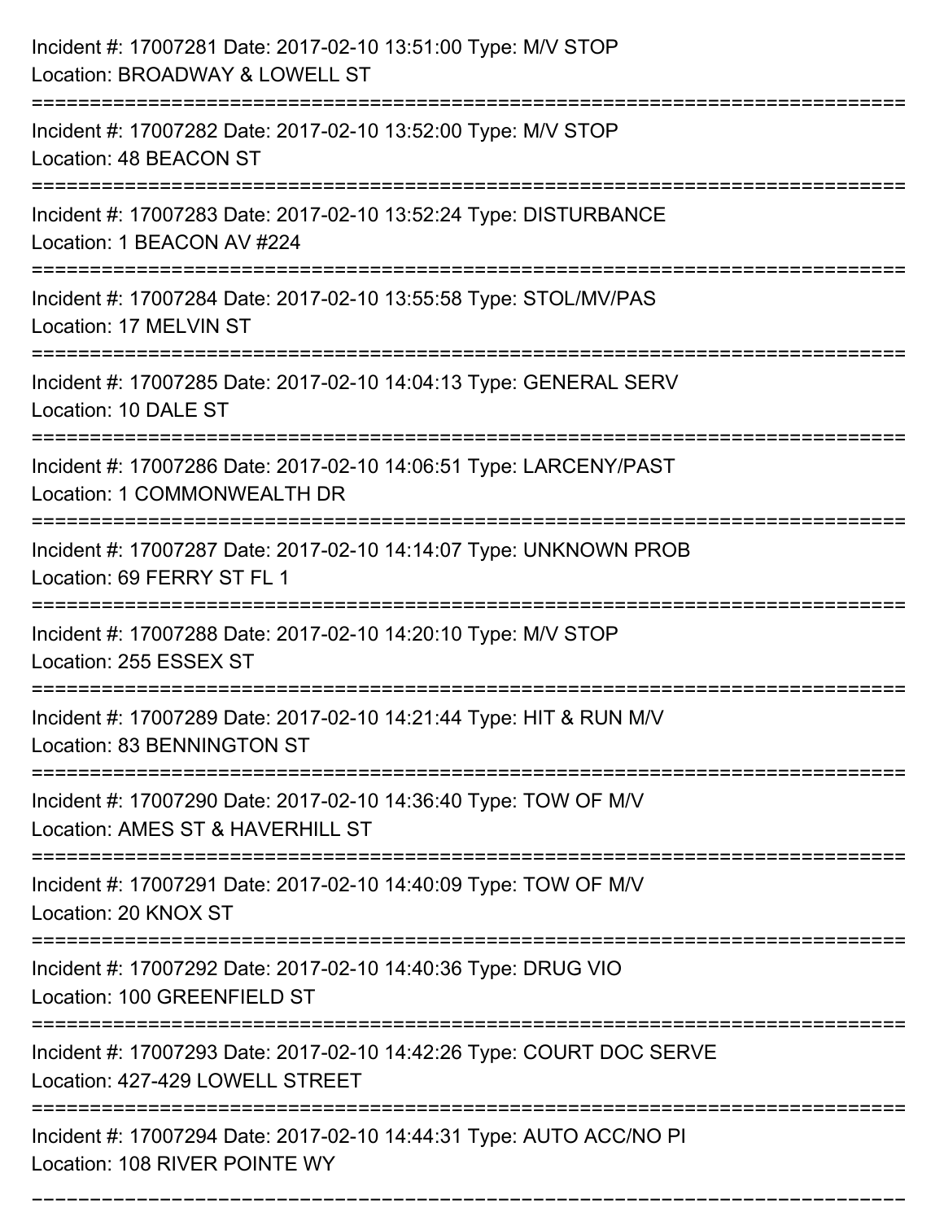Incident #: 17007281 Date: 2017-02-10 13:51:00 Type: M/V STOP
Location: BROADWAY & LOWELL ST

===========================================================================

Incident #: 17007282 Date: 2017-02-10 13:52:00 Type: M/V STOP
Location: 48 BEACON ST

===========================================================================

Incident #: 17007283 Date: 2017-02-10 13:52:24 Type: DISTURBANCE
Location: 1 BEACON AV #224

===========================================================================

Incident #: 17007284 Date: 2017-02-10 13:55:58 Type: STOL/MV/PAS
Location: 17 MELVIN ST

===========================================================================

Incident #: 17007285 Date: 2017-02-10 14:04:13 Type: GENERAL SERV
Location: 10 DALE ST

===========================================================================

Incident #: 17007286 Date: 2017-02-10 14:06:51 Type: LARCENY/PAST
Location: 1 COMMONWEALTH DR

===========================================================================

Incident #: 17007287 Date: 2017-02-10 14:14:07 Type: UNKNOWN PROB
Location: 69 FERRY ST FL 1

===========================================================================

Incident #: 17007288 Date: 2017-02-10 14:20:10 Type: M/V STOP
Location: 255 ESSEX ST

===========================================================================

Incident #: 17007289 Date: 2017-02-10 14:21:44 Type: HIT & RUN M/V
Location: 83 BENNINGTON ST

===========================================================================

Incident #: 17007290 Date: 2017-02-10 14:36:40 Type: TOW OF M/V
Location: AMES ST & HAVERHILL ST

===========================================================================

Incident #: 17007291 Date: 2017-02-10 14:40:09 Type: TOW OF M/V
Location: 20 KNOX ST

===========================================================================

Incident #: 17007292 Date: 2017-02-10 14:40:36 Type: DRUG VIO
Location: 100 GREENFIELD ST

===========================================================================

Incident #: 17007293 Date: 2017-02-10 14:42:26 Type: COURT DOC SERVE
Location: 427-429 LOWELL STREET

===========================================================================

Incident #: 17007294 Date: 2017-02-10 14:44:31 Type: AUTO ACC/NO PI
Location: 108 RIVER POINTE WY

===========================================================================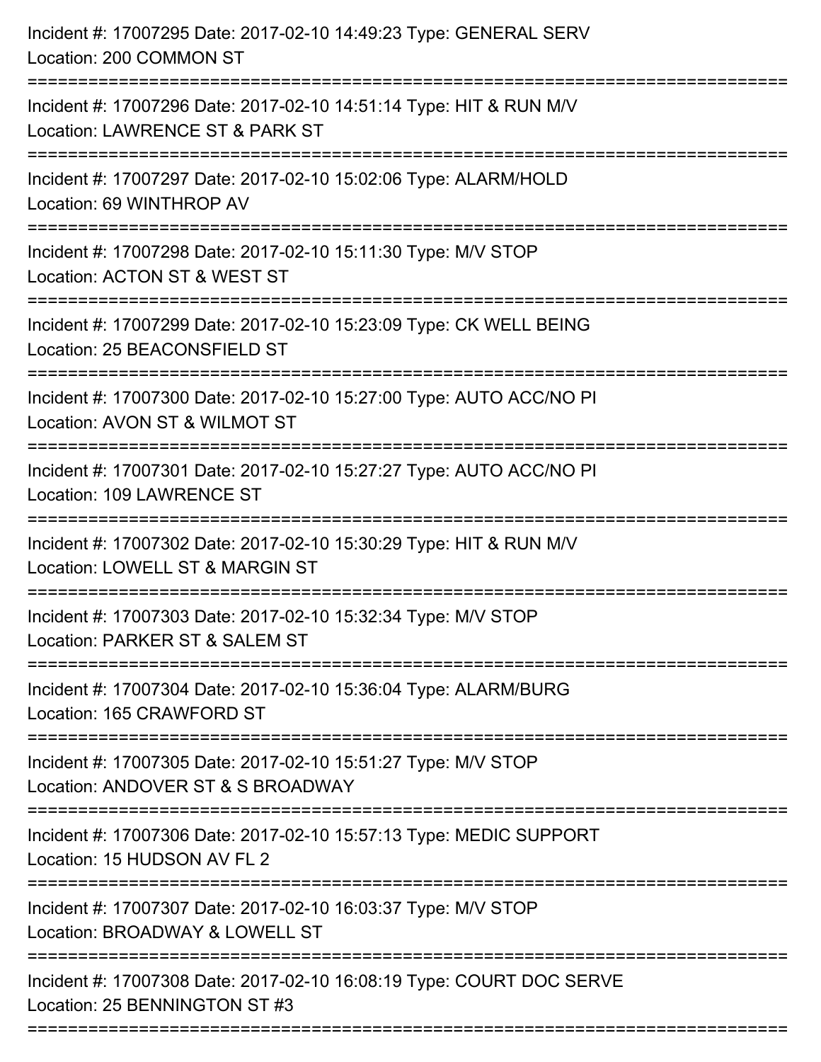Incident #: 17007295 Date: 2017-02-10 14:49:23 Type: GENERAL SERV
Location: 200 COMMON ST

===========================================================================

Incident #: 17007296 Date: 2017-02-10 14:51:14 Type: HIT & RUN M/V
Location: LAWRENCE ST & PARK ST

===========================================================================

Incident #: 17007297 Date: 2017-02-10 15:02:06 Type: ALARM/HOLD
Location: 69 WINTHROP AV

===========================================================================

Incident #: 17007298 Date: 2017-02-10 15:11:30 Type: M/V STOP
Location: ACTON ST & WEST ST

===========================================================================

Incident #: 17007299 Date: 2017-02-10 15:23:09 Type: CK WELL BEING
Location: 25 BEACONSFIELD ST

===========================================================================

Incident #: 17007300 Date: 2017-02-10 15:27:00 Type: AUTO ACC/NO PI
Location: AVON ST & WILMOT ST

===========================================================================

Incident #: 17007301 Date: 2017-02-10 15:27:27 Type: AUTO ACC/NO PI
Location: 109 LAWRENCE ST

===========================================================================

Incident #: 17007302 Date: 2017-02-10 15:30:29 Type: HIT & RUN M/V
Location: LOWELL ST & MARGIN ST

===========================================================================

Incident #: 17007303 Date: 2017-02-10 15:32:34 Type: M/V STOP
Location: PARKER ST & SALEM ST

===========================================================================

Incident #: 17007304 Date: 2017-02-10 15:36:04 Type: ALARM/BURG
Location: 165 CRAWFORD ST

===========================================================================

Incident #: 17007305 Date: 2017-02-10 15:51:27 Type: M/V STOP
Location: ANDOVER ST & S BROADWAY

===========================================================================

Incident #: 17007306 Date: 2017-02-10 15:57:13 Type: MEDIC SUPPORT
Location: 15 HUDSON AV FL 2

===========================================================================

Incident #: 17007307 Date: 2017-02-10 16:03:37 Type: M/V STOP
Location: BROADWAY & LOWELL ST

===========================================================================

Incident #: 17007308 Date: 2017-02-10 16:08:19 Type: COURT DOC SERVE
Location: 25 BENNINGTON ST #3

===========================================================================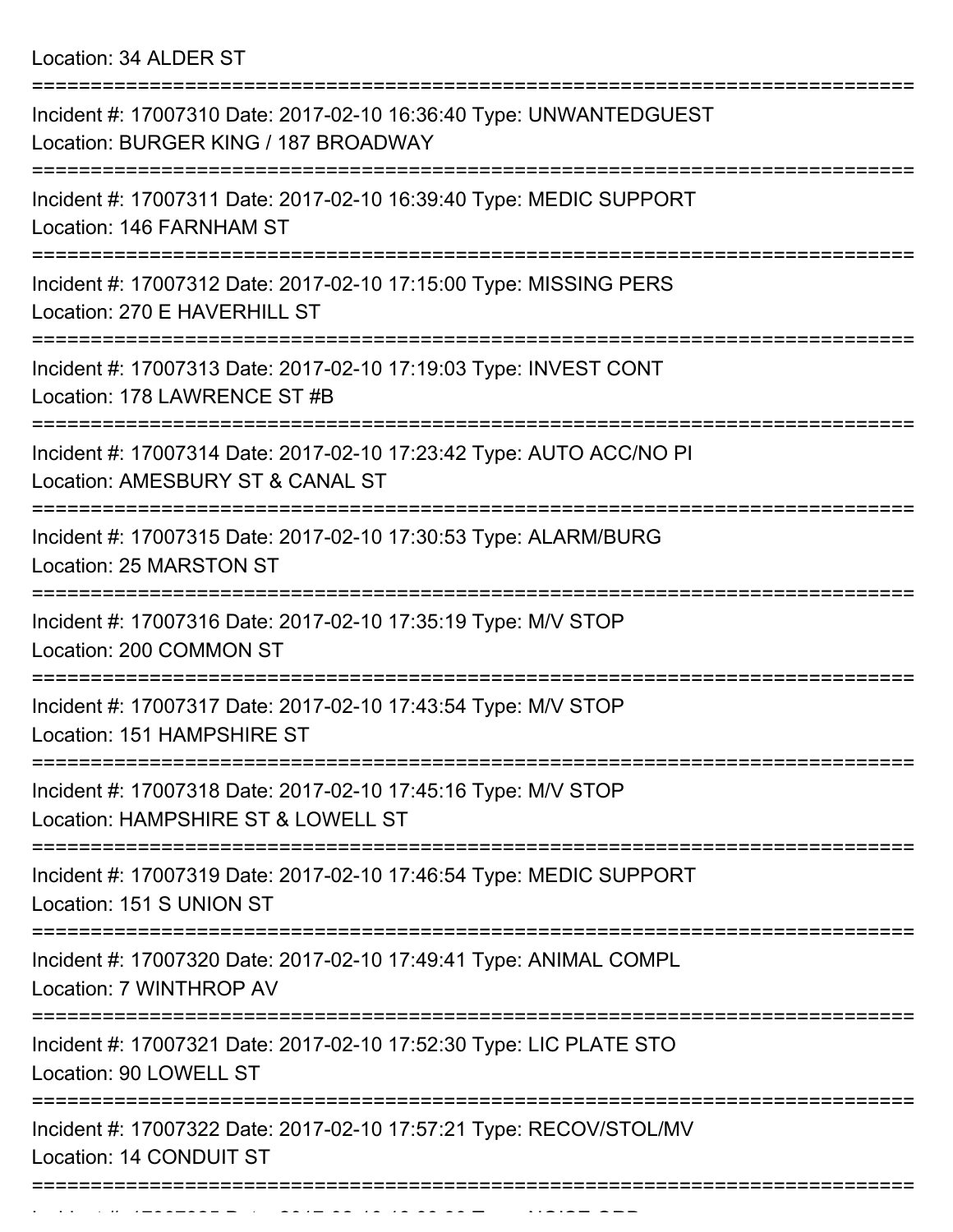Location: 34 ALDER ST

===========================================================================

Incident #: 17007310 Date: 2017-02-10 16:36:40 Type: UNWANTEDGUEST
Location: BURGER KING / 187 BROADWAY

===========================================================================

Incident #: 17007311 Date: 2017-02-10 16:39:40 Type: MEDIC SUPPORT
Location: 146 FARNHAM ST

===========================================================================

Incident #: 17007312 Date: 2017-02-10 17:15:00 Type: MISSING PERS
Location: 270 E HAVERHILL ST

===========================================================================

Incident #: 17007313 Date: 2017-02-10 17:19:03 Type: INVEST CONT
Location: 178 LAWRENCE ST #B

===========================================================================

Incident #: 17007314 Date: 2017-02-10 17:23:42 Type: AUTO ACC/NO PI
Location: AMESBURY ST & CANAL ST

===========================================================================

Incident #: 17007315 Date: 2017-02-10 17:30:53 Type: ALARM/BURG
Location: 25 MARSTON ST

===========================================================================

Incident #: 17007316 Date: 2017-02-10 17:35:19 Type: M/V STOP
Location: 200 COMMON ST

===========================================================================

Incident #: 17007317 Date: 2017-02-10 17:43:54 Type: M/V STOP
Location: 151 HAMPSHIRE ST

===========================================================================

Incident #: 17007318 Date: 2017-02-10 17:45:16 Type: M/V STOP
Location: HAMPSHIRE ST & LOWELL ST

===========================================================================

Incident #: 17007319 Date: 2017-02-10 17:46:54 Type: MEDIC SUPPORT
Location: 151 S UNION ST

===========================================================================

Incident #: 17007320 Date: 2017-02-10 17:49:41 Type: ANIMAL COMPL
Location: 7 WINTHROP AV

===========================================================================

Incident #: 17007321 Date: 2017-02-10 17:52:30 Type: LIC PLATE STO
Location: 90 LOWELL ST

===========================================================================

Incident #: 17007322 Date: 2017-02-10 17:57:21 Type: RECOV/STOL/MV
Location: 14 CONDUIT ST

===========================================================================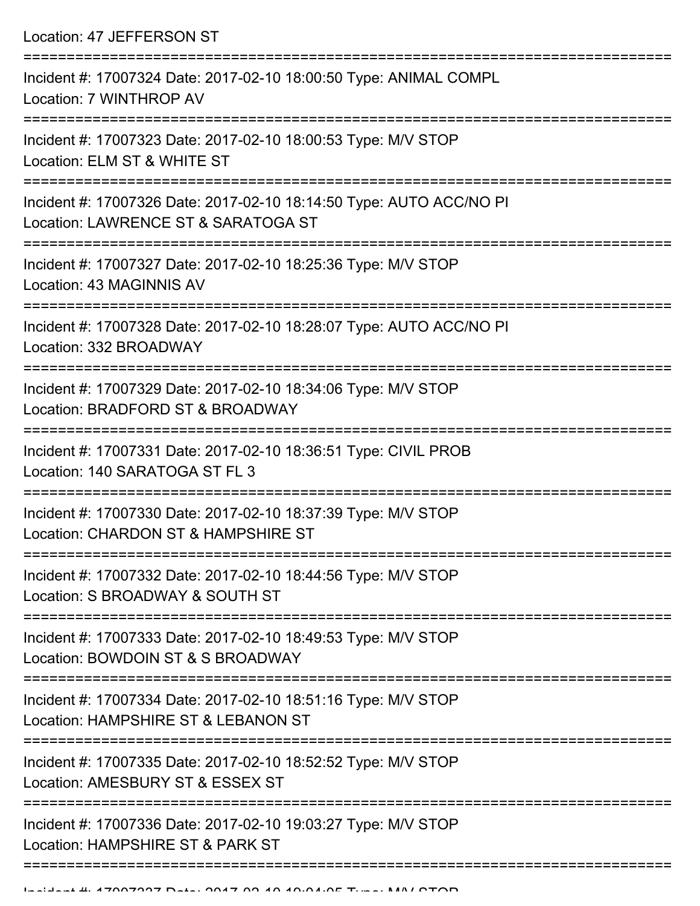Location: 47 JEFFERSON ST

===========================================================================

Incident #: 17007324 Date: 2017-02-10 18:00:50 Type: ANIMAL COMPL
Location: 7 WINTHROP AV

===========================================================================

Incident #: 17007323 Date: 2017-02-10 18:00:53 Type: M/V STOP
Location: ELM ST & WHITE ST

===========================================================================

Incident #: 17007326 Date: 2017-02-10 18:14:50 Type: AUTO ACC/NO PI
Location: LAWRENCE ST & SARATOGA ST

===========================================================================

Incident #: 17007327 Date: 2017-02-10 18:25:36 Type: M/V STOP
Location: 43 MAGINNIS AV

===========================================================================

Incident #: 17007328 Date: 2017-02-10 18:28:07 Type: AUTO ACC/NO PI
Location: 332 BROADWAY

===========================================================================

Incident #: 17007329 Date: 2017-02-10 18:34:06 Type: M/V STOP
Location: BRADFORD ST & BROADWAY

===========================================================================

Incident #: 17007331 Date: 2017-02-10 18:36:51 Type: CIVIL PROB
Location: 140 SARATOGA ST FL 3

===========================================================================

Incident #: 17007330 Date: 2017-02-10 18:37:39 Type: M/V STOP
Location: CHARDON ST & HAMPSHIRE ST

===========================================================================

Incident #: 17007332 Date: 2017-02-10 18:44:56 Type: M/V STOP
Location: S BROADWAY & SOUTH ST

===========================================================================

Incident #: 17007333 Date: 2017-02-10 18:49:53 Type: M/V STOP
Location: BOWDOIN ST & S BROADWAY

===========================================================================

Incident #: 17007334 Date: 2017-02-10 18:51:16 Type: M/V STOP
Location: HAMPSHIRE ST & LEBANON ST

===========================================================================

Incident #: 17007335 Date: 2017-02-10 18:52:52 Type: M/V STOP
Location: AMESBURY ST & ESSEX ST

===========================================================================

Incident #: 17007336 Date: 2017-02-10 19:03:27 Type: M/V STOP
Location: HAMPSHIRE ST & PARK ST

===========================================================================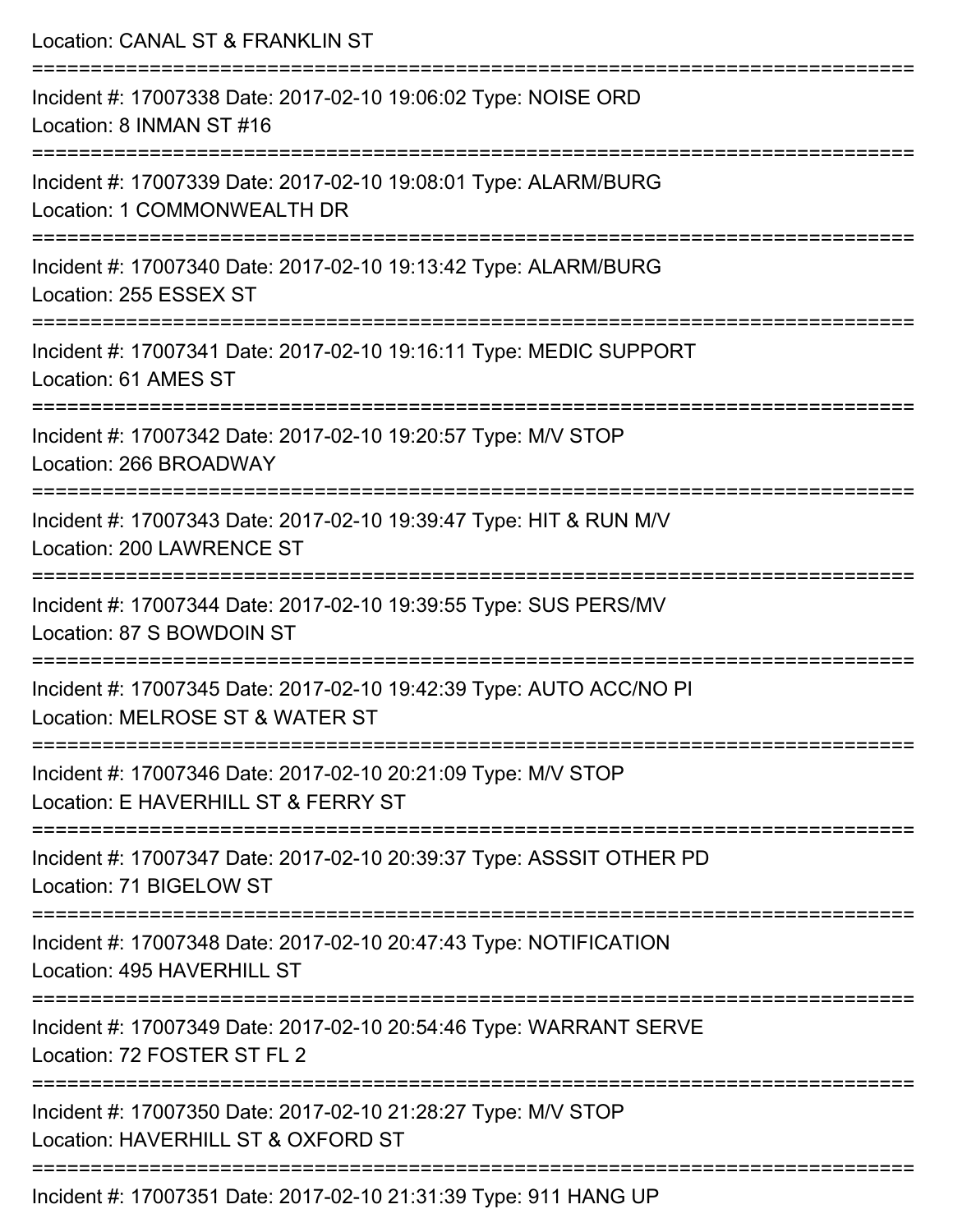Location: CANAL ST & FRANKLIN ST

===========================================================================

Incident #: 17007338 Date: 2017-02-10 19:06:02 Type: NOISE ORD
Location: 8 INMAN ST #16

===========================================================================

Incident #: 17007339 Date: 2017-02-10 19:08:01 Type: ALARM/BURG
Location: 1 COMMONWEALTH DR

===========================================================================

Incident #: 17007340 Date: 2017-02-10 19:13:42 Type: ALARM/BURG
Location: 255 ESSEX ST

===========================================================================

Incident #: 17007341 Date: 2017-02-10 19:16:11 Type: MEDIC SUPPORT
Location: 61 AMES ST

===========================================================================

Incident #: 17007342 Date: 2017-02-10 19:20:57 Type: M/V STOP
Location: 266 BROADWAY

===========================================================================

Incident #: 17007343 Date: 2017-02-10 19:39:47 Type: HIT & RUN M/V
Location: 200 LAWRENCE ST

===========================================================================

Incident #: 17007344 Date: 2017-02-10 19:39:55 Type: SUS PERS/MV
Location: 87 S BOWDOIN ST

===========================================================================

Incident #: 17007345 Date: 2017-02-10 19:42:39 Type: AUTO ACC/NO PI
Location: MELROSE ST & WATER ST

===========================================================================

Incident #: 17007346 Date: 2017-02-10 20:21:09 Type: M/V STOP
Location: E HAVERHILL ST & FERRY ST

===========================================================================

Incident #: 17007347 Date: 2017-02-10 20:39:37 Type: ASSSIT OTHER PD
Location: 71 BIGELOW ST

===========================================================================

Incident #: 17007348 Date: 2017-02-10 20:47:43 Type: NOTIFICATION
Location: 495 HAVERHILL ST

===========================================================================

Incident #: 17007349 Date: 2017-02-10 20:54:46 Type: WARRANT SERVE
Location: 72 FOSTER ST FL 2

===========================================================================

Incident #: 17007350 Date: 2017-02-10 21:28:27 Type: M/V STOP
Location: HAVERHILL ST & OXFORD ST

===========================================================================

Incident #: 17007351 Date: 2017-02-10 21:31:39 Type: 911 HANG UP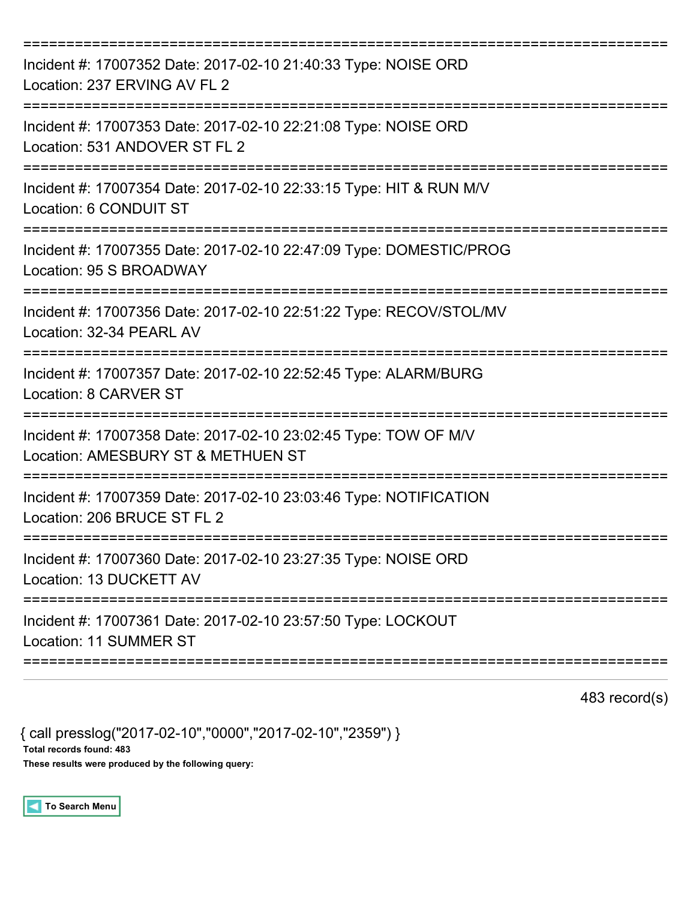===========================================================================

Incident #: 17007352 Date: 2017-02-10 21:40:33 Type: NOISE ORD
Location: 237 ERVING AV FL 2

===========================================================================

Incident #: 17007353 Date: 2017-02-10 22:21:08 Type: NOISE ORD
Location: 531 ANDOVER ST FL 2

===========================================================================

Incident #: 17007354 Date: 2017-02-10 22:33:15 Type: HIT & RUN M/V
Location: 6 CONDUIT ST

===========================================================================

Incident #: 17007355 Date: 2017-02-10 22:47:09 Type: DOMESTIC/PROG
Location: 95 S BROADWAY

===========================================================================

Incident #: 17007356 Date: 2017-02-10 22:51:22 Type: RECOV/STOL/MV
Location: 32-34 PEARL AV

===========================================================================

Incident #: 17007357 Date: 2017-02-10 22:52:45 Type: ALARM/BURG
Location: 8 CARVER ST

===========================================================================

Incident #: 17007358 Date: 2017-02-10 23:02:45 Type: TOW OF M/V
Location: AMESBURY ST & METHUEN ST

===========================================================================

Incident #: 17007359 Date: 2017-02-10 23:03:46 Type: NOTIFICATION
Location: 206 BRUCE ST FL 2

===========================================================================

Incident #: 17007360 Date: 2017-02-10 23:27:35 Type: NOISE ORD
Location: 13 DUCKETT AV

===========================================================================

Incident #: 17007361 Date: 2017-02-10 23:57:50 Type: LOCKOUT
Location: 11 SUMMER ST

===========================================================================

483 record(s)

{ call presslog("2017-02-10","0000","2017-02-10","2359") }

**Total records found: 483**

**These results were produced by the following query:**

To Search Menu